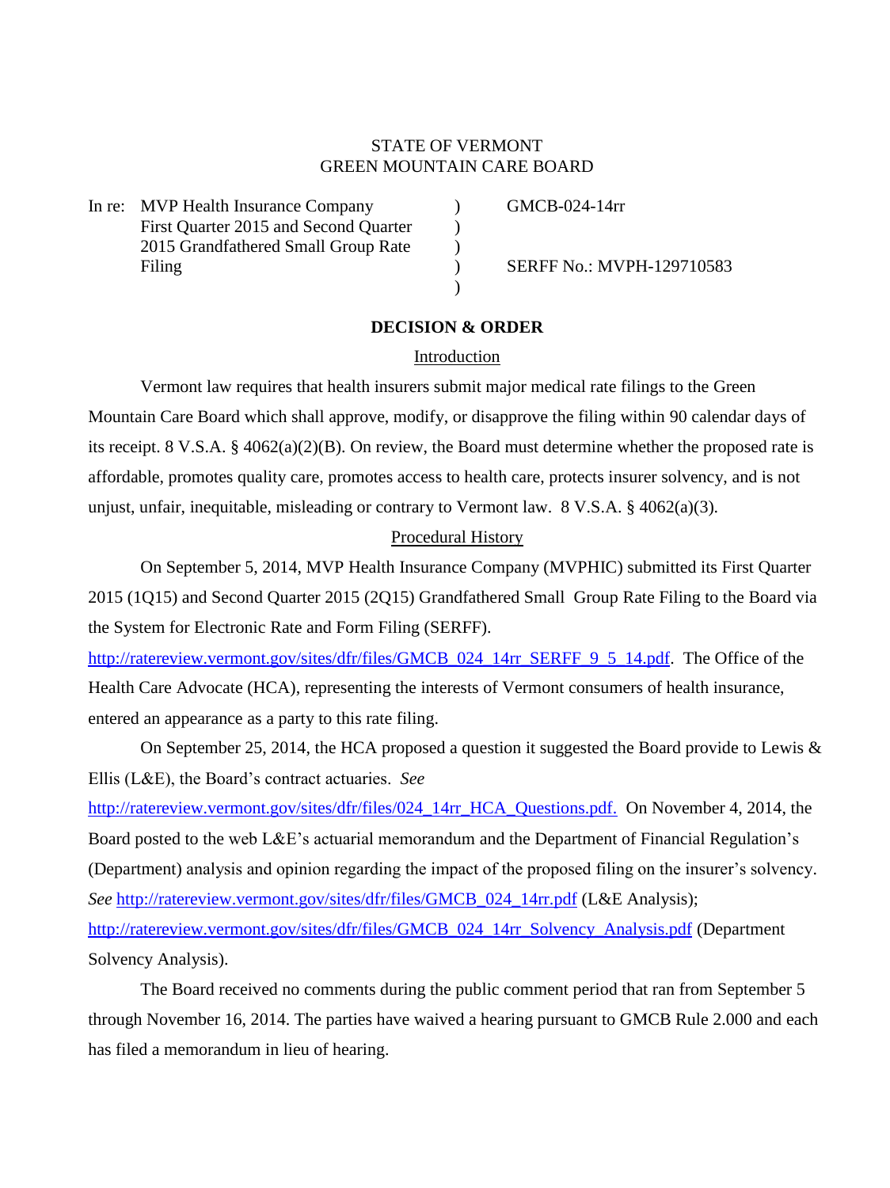STATE OF VERMONT
GREEN MOUNTAIN CARE BOARD

| | | |
|---|---|---|
| In re: MVP Health Insurance Company First Quarter 2015 and Second Quarter 2015 Grandfathered Small Group Rate Filing | ) ) ) ) ) | GMCB-024-14rr<br><br>SERFF No.: MVPH-129710583 |

**DECISION & ORDER**

Introduction

Vermont law requires that health insurers submit major medical rate filings to the Green Mountain Care Board which shall approve, modify, or disapprove the filing within 90 calendar days of its receipt. 8 V.S.A. § 4062(a)(2)(B). On review, the Board must determine whether the proposed rate is affordable, promotes quality care, promotes access to health care, protects insurer solvency, and is not unjust, unfair, inequitable, misleading or contrary to Vermont law. 8 V.S.A. § 4062(a)(3).

Procedural History

On September 5, 2014, MVP Health Insurance Company (MVPHIC) submitted its First Quarter 2015 (1Q15) and Second Quarter 2015 (2Q15) Grandfathered Small Group Rate Filing to the Board via the System for Electronic Rate and Form Filing (SERFF). http://ratereview.vermont.gov/sites/dfr/files/GMCB_024_14rr_SERFF_9_5_14.pdf. The Office of the Health Care Advocate (HCA), representing the interests of Vermont consumers of health insurance, entered an appearance as a party to this rate filing.

On September 25, 2014, the HCA proposed a question it suggested the Board provide to Lewis & Ellis (L&E), the Board's contract actuaries. *See* http://ratereview.vermont.gov/sites/dfr/files/024_14rr_HCA_Questions.pdf. On November 4, 2014, the Board posted to the web L&E's actuarial memorandum and the Department of Financial Regulation's (Department) analysis and opinion regarding the impact of the proposed filing on the insurer's solvency. *See* http://ratereview.vermont.gov/sites/dfr/files/GMCB_024_14rr.pdf (L&E Analysis); http://ratereview.vermont.gov/sites/dfr/files/GMCB_024_14rr_Solvency_Analysis.pdf (Department Solvency Analysis).

The Board received no comments during the public comment period that ran from September 5 through November 16, 2014. The parties have waived a hearing pursuant to GMCB Rule 2.000 and each has filed a memorandum in lieu of hearing.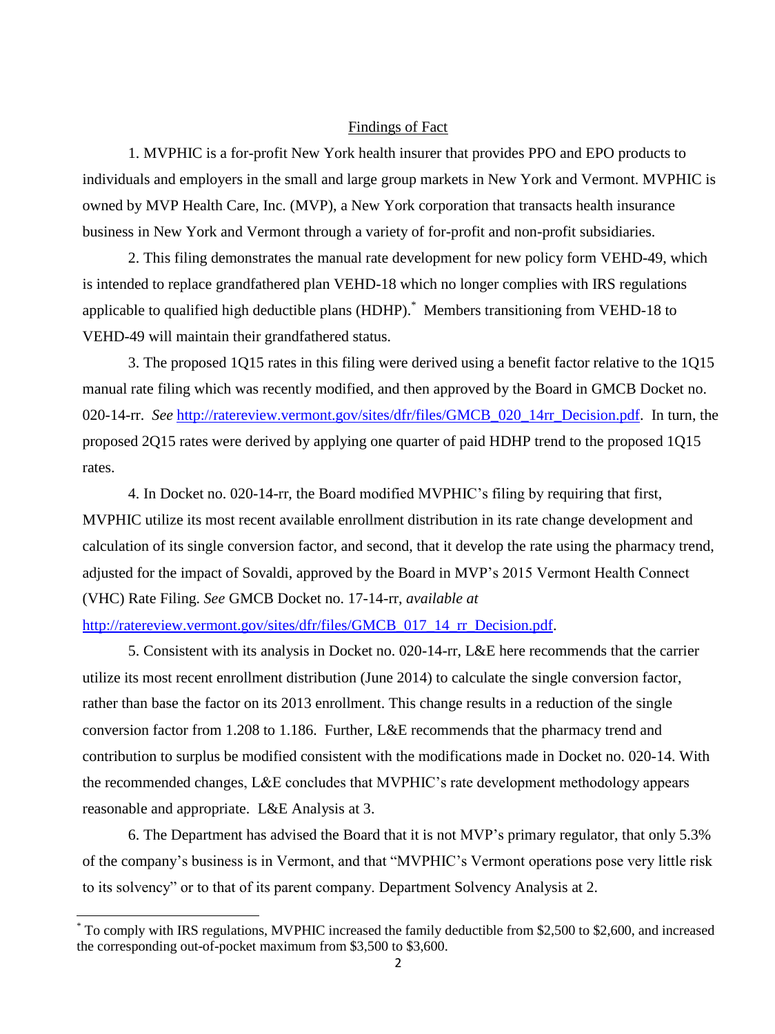## Findings of Fact

1. MVPHIC is a for-profit New York health insurer that provides PPO and EPO products to individuals and employers in the small and large group markets in New York and Vermont. MVPHIC is owned by MVP Health Care, Inc. (MVP), a New York corporation that transacts health insurance business in New York and Vermont through a variety of for-profit and non-profit subsidiaries.

2. This filing demonstrates the manual rate development for new policy form VEHD-49, which is intended to replace grandfathered plan VEHD-18 which no longer complies with IRS regulations applicable to qualified high deductible plans (HDHP).[*] Members transitioning from VEHD-18 to VEHD-49 will maintain their grandfathered status.

3. The proposed 1Q15 rates in this filing were derived using a benefit factor relative to the 1Q15 manual rate filing which was recently modified, and then approved by the Board in GMCB Docket no. 020-14-rr. *See* http://ratereview.vermont.gov/sites/dfr/files/GMCB_020_14rr_Decision.pdf. In turn, the proposed 2Q15 rates were derived by applying one quarter of paid HDHP trend to the proposed 1Q15 rates.

4. In Docket no. 020-14-rr, the Board modified MVPHIC's filing by requiring that first, MVPHIC utilize its most recent available enrollment distribution in its rate change development and calculation of its single conversion factor, and second, that it develop the rate using the pharmacy trend, adjusted for the impact of Sovaldi, approved by the Board in MVP's 2015 Vermont Health Connect (VHC) Rate Filing. *See* GMCB Docket no. 17-14-rr, *available at* http://ratereview.vermont.gov/sites/dfr/files/GMCB_017_14_rr_Decision.pdf.

5. Consistent with its analysis in Docket no. 020-14-rr, L&E here recommends that the carrier utilize its most recent enrollment distribution (June 2014) to calculate the single conversion factor, rather than base the factor on its 2013 enrollment. This change results in a reduction of the single conversion factor from 1.208 to 1.186. Further, L&E recommends that the pharmacy trend and contribution to surplus be modified consistent with the modifications made in Docket no. 020-14. With the recommended changes, L&E concludes that MVPHIC's rate development methodology appears reasonable and appropriate. L&E Analysis at 3.

6. The Department has advised the Board that it is not MVP's primary regulator, that only 5.3% of the company's business is in Vermont, and that "MVPHIC's Vermont operations pose very little risk to its solvency" or to that of its parent company. Department Solvency Analysis at 2.

---

[*] To comply with IRS regulations, MVPHIC increased the family deductible from $2,500 to $2,600, and increased the corresponding out-of-pocket maximum from $3,500 to $3,600.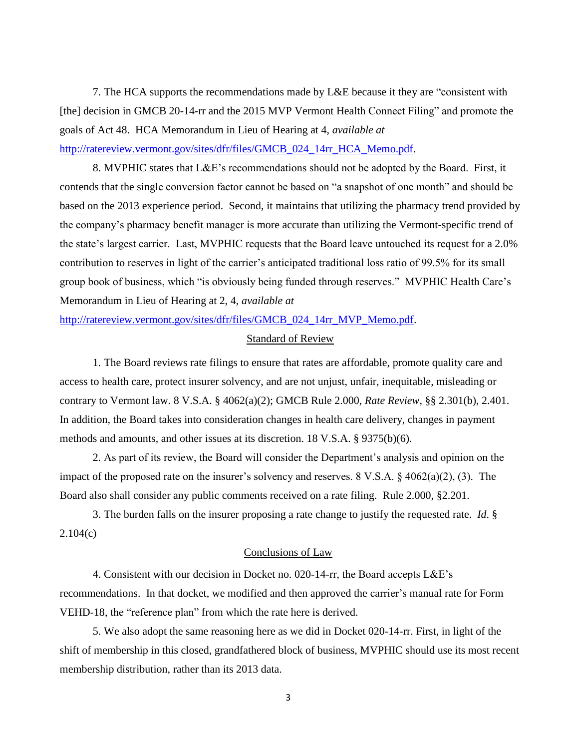7. The HCA supports the recommendations made by L&E because it they are "consistent with [the] decision in GMCB 20-14-rr and the 2015 MVP Vermont Health Connect Filing" and promote the goals of Act 48. HCA Memorandum in Lieu of Hearing at 4, *available at* http://ratereview.vermont.gov/sites/dfr/files/GMCB_024_14rr_HCA_Memo.pdf.

8. MVPHIC states that L&E's recommendations should not be adopted by the Board. First, it contends that the single conversion factor cannot be based on "a snapshot of one month" and should be based on the 2013 experience period. Second, it maintains that utilizing the pharmacy trend provided by the company's pharmacy benefit manager is more accurate than utilizing the Vermont-specific trend of the state's largest carrier. Last, MVPHIC requests that the Board leave untouched its request for a 2.0% contribution to reserves in light of the carrier's anticipated traditional loss ratio of 99.5% for its small group book of business, which "is obviously being funded through reserves." MVPHIC Health Care's Memorandum in Lieu of Hearing at 2, 4, *available at* http://ratereview.vermont.gov/sites/dfr/files/GMCB_024_14rr_MVP_Memo.pdf.

## Standard of Review

1. The Board reviews rate filings to ensure that rates are affordable, promote quality care and access to health care, protect insurer solvency, and are not unjust, unfair, inequitable, misleading or contrary to Vermont law. 8 V.S.A. § 4062(a)(2); GMCB Rule 2.000, *Rate Review*, §§ 2.301(b), 2.401. In addition, the Board takes into consideration changes in health care delivery, changes in payment methods and amounts, and other issues at its discretion. 18 V.S.A. § 9375(b)(6).

2. As part of its review, the Board will consider the Department's analysis and opinion on the impact of the proposed rate on the insurer's solvency and reserves. 8 V.S.A. § 4062(a)(2), (3). The Board also shall consider any public comments received on a rate filing. Rule 2.000, §2.201.

3. The burden falls on the insurer proposing a rate change to justify the requested rate. *Id*. § 2.104(c)

## Conclusions of Law

4. Consistent with our decision in Docket no. 020-14-rr, the Board accepts L&E's recommendations. In that docket, we modified and then approved the carrier's manual rate for Form VEHD-18, the "reference plan" from which the rate here is derived.

5. We also adopt the same reasoning here as we did in Docket 020-14-rr. First, in light of the shift of membership in this closed, grandfathered block of business, MVPHIC should use its most recent membership distribution, rather than its 2013 data.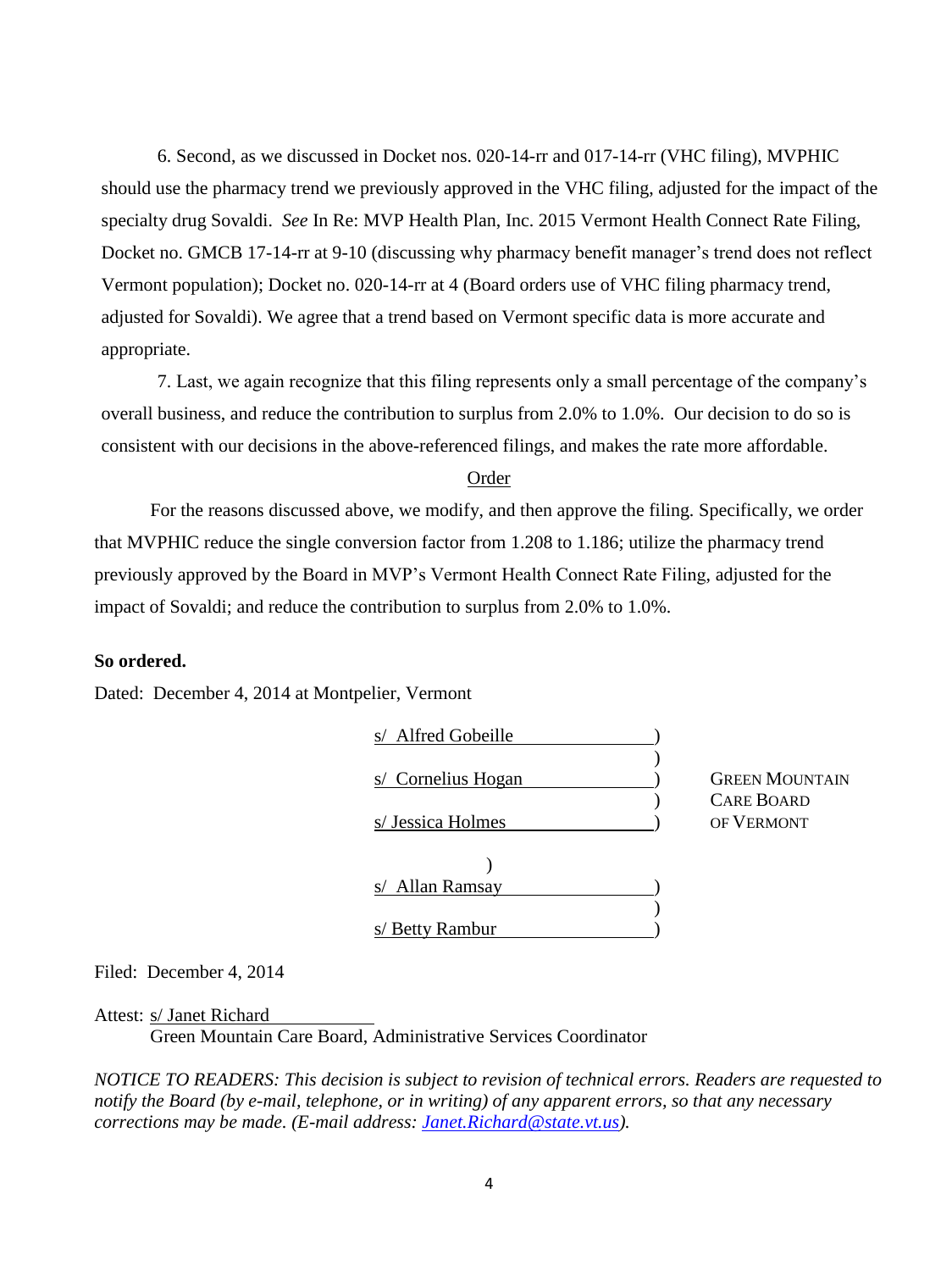6. Second, as we discussed in Docket nos. 020-14-rr and 017-14-rr (VHC filing), MVPHIC should use the pharmacy trend we previously approved in the VHC filing, adjusted for the impact of the specialty drug Sovaldi. *See* In Re: MVP Health Plan, Inc. 2015 Vermont Health Connect Rate Filing, Docket no. GMCB 17-14-rr at 9-10 (discussing why pharmacy benefit manager's trend does not reflect Vermont population); Docket no. 020-14-rr at 4 (Board orders use of VHC filing pharmacy trend, adjusted for Sovaldi). We agree that a trend based on Vermont specific data is more accurate and appropriate.

7. Last, we again recognize that this filing represents only a small percentage of the company's overall business, and reduce the contribution to surplus from 2.0% to 1.0%. Our decision to do so is consistent with our decisions in the above-referenced filings, and makes the rate more affordable.

## Order

For the reasons discussed above, we modify, and then approve the filing. Specifically, we order that MVPHIC reduce the single conversion factor from 1.208 to 1.186; utilize the pharmacy trend previously approved by the Board in MVP's Vermont Health Connect Rate Filing, adjusted for the impact of Sovaldi; and reduce the contribution to surplus from 2.0% to 1.0%.

**So ordered.**

Dated: December 4, 2014 at Montpelier, Vermont

s/ Alfred Gobeille )
)
s/ Cornelius Hogan ) GREEN MOUNTAIN
) CARE BOARD
s/ Jessica Holmes ) OF VERMONT
)
s/ Allan Ramsay )
)
s/ Betty Rambur )

Filed: December 4, 2014

Attest: s/ Janet Richard
Green Mountain Care Board, Administrative Services Coordinator

*NOTICE TO READERS: This decision is subject to revision of technical errors. Readers are requested to notify the Board (by e-mail, telephone, or in writing) of any apparent errors, so that any necessary corrections may be made. (E-mail address: Janet.Richard@state.vt.us).*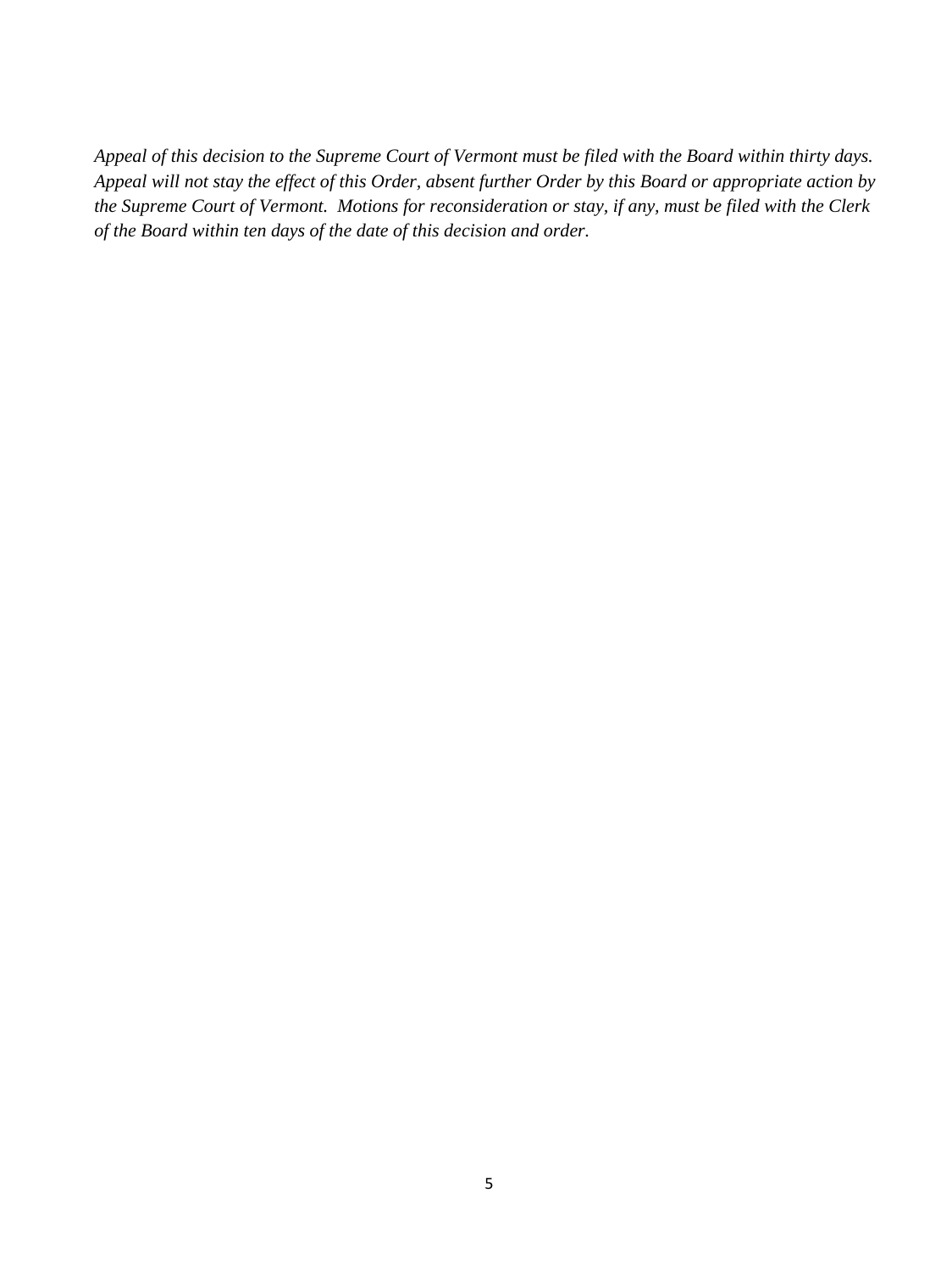*Appeal of this decision to the Supreme Court of Vermont must be filed with the Board within thirty days. Appeal will not stay the effect of this Order, absent further Order by this Board or appropriate action by the Supreme Court of Vermont. Motions for reconsideration or stay, if any, must be filed with the Clerk of the Board within ten days of the date of this decision and order.*